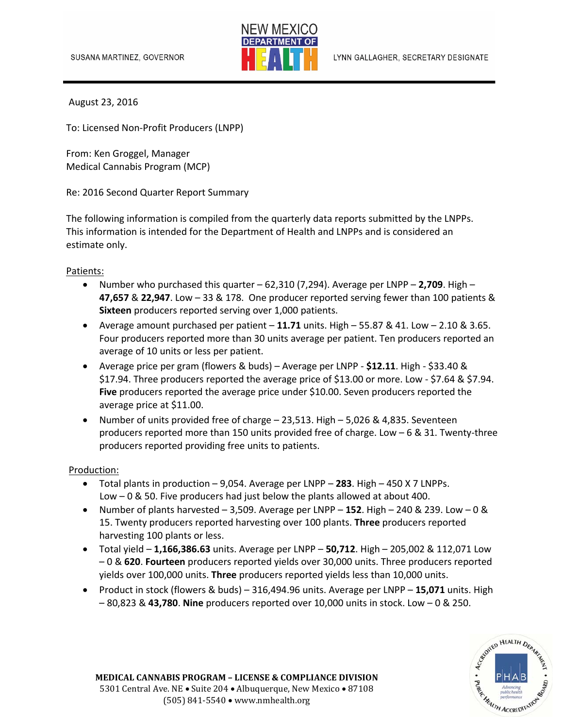SUSANA MARTINEZ, GOVERNOR

NEW MEXICO DEPARTMENT OF HEALTH

LYNN GALLAGHER, SECRETARY DESIGNATE

August 23, 2016

To: Licensed Non-Profit Producers (LNPP)

From: Ken Groggel, Manager
Medical Cannabis Program (MCP)

Re: 2016 Second Quarter Report Summary

The following information is compiled from the quarterly data reports submitted by the LNPPs. This information is intended for the Department of Health and LNPPs and is considered an estimate only.

Patients:

- Number who purchased this quarter – 62,310 (7,294). Average per LNPP – **2,709**. High – **47,657** & **22,947**. Low – 33 & 178. One producer reported serving fewer than 100 patients & **Sixteen** producers reported serving over 1,000 patients.
- Average amount purchased per patient – **11.71** units. High – 55.87 & 41. Low – 2.10 & 3.65. Four producers reported more than 30 units average per patient. Ten producers reported an average of 10 units or less per patient.
- Average price per gram (flowers & buds) – Average per LNPP - **$12.11**. High - $33.40 & $17.94. Three producers reported the average price of $13.00 or more. Low - $7.64 & $7.94. **Five** producers reported the average price under $10.00. Seven producers reported the average price at $11.00.
- Number of units provided free of charge – 23,513. High – 5,026 & 4,835. Seventeen producers reported more than 150 units provided free of charge. Low – 6 & 31. Twenty-three producers reported providing free units to patients.

Production:

- Total plants in production – 9,054. Average per LNPP – **283**. High – 450 X 7 LNPPs. Low – 0 & 50. Five producers had just below the plants allowed at about 400.
- Number of plants harvested – 3,509. Average per LNPP – **152**. High – 240 & 239. Low – 0 & 15. Twenty producers reported harvesting over 100 plants. **Three** producers reported harvesting 100 plants or less.
- Total yield – **1,166,386.63** units. Average per LNPP – **50,712**. High – 205,002 & 112,071 Low – 0 & **620**. **Fourteen** producers reported yields over 30,000 units. Three producers reported yields over 100,000 units. **Three** producers reported yields less than 10,000 units.
- Product in stock (flowers & buds) – 316,494.96 units. Average per LNPP – **15,071** units. High – 80,823 & **43,780**. **Nine** producers reported over 10,000 units in stock. Low – 0 & 250.

**MEDICAL CANNABIS PROGRAM – LICENSE & COMPLIANCE DIVISION**
5301 Central Ave. NE • Suite 204 • Albuquerque, New Mexico • 87108
(505) 841-5540 • www.nmhealth.org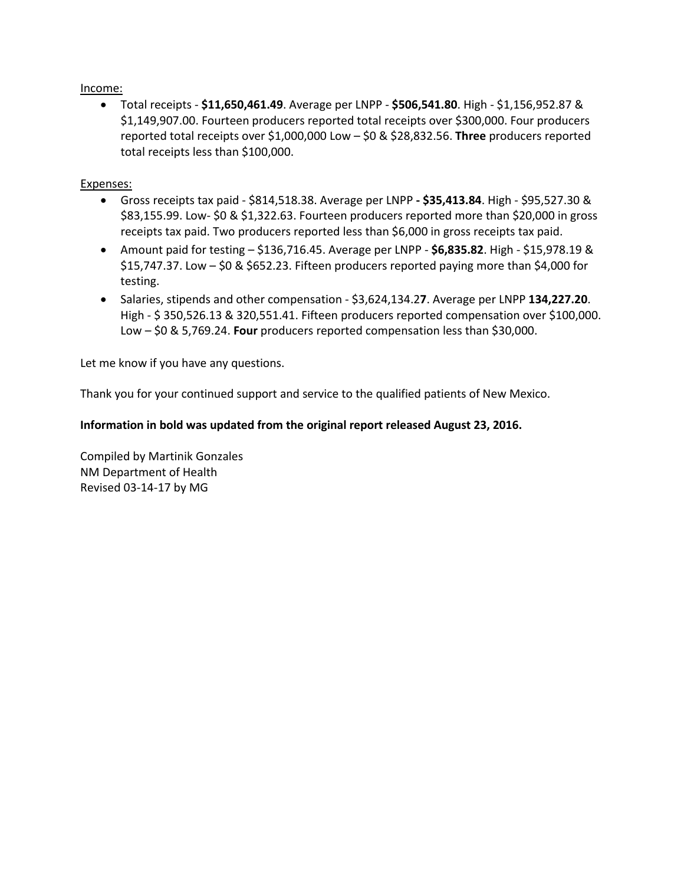Income:

- Total receipts - **$11,650,461.49**. Average per LNPP - **$506,541.80**. High - $1,156,952.87 & $1,149,907.00. Fourteen producers reported total receipts over $300,000. Four producers reported total receipts over $1,000,000 Low – $0 & $28,832.56. **Three** producers reported total receipts less than $100,000.

Expenses:

- Gross receipts tax paid - $814,518.38. Average per LNPP **- $35,413.84**. High - $95,527.30 & $83,155.99. Low- $0 & $1,322.63. Fourteen producers reported more than $20,000 in gross receipts tax paid. Two producers reported less than $6,000 in gross receipts tax paid.
- Amount paid for testing – $136,716.45. Average per LNPP - **$6,835.82**. High - $15,978.19 & $15,747.37. Low – $0 & $652.23. Fifteen producers reported paying more than $4,000 for testing.
- Salaries, stipends and other compensation - $3,624,134.2**7**. Average per LNPP **134,227.20**. High - $ 350,526.13 & 320,551.41. Fifteen producers reported compensation over $100,000. Low – $0 & 5,769.24. **Four** producers reported compensation less than $30,000.

Let me know if you have any questions.

Thank you for your continued support and service to the qualified patients of New Mexico.

**Information in bold was updated from the original report released August 23, 2016.**

Compiled by Martinik Gonzales
NM Department of Health
Revised 03-14-17 by MG